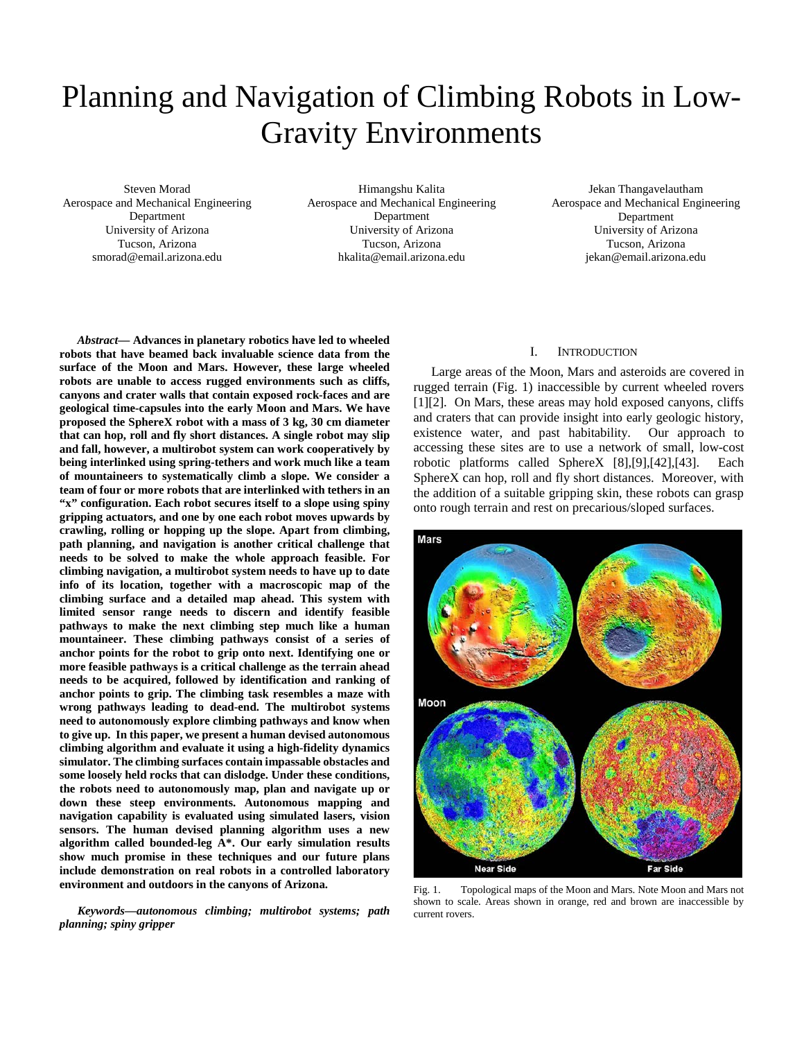# Planning and Navigation of Climbing Robots in Low-Gravity Environments

Steven Morad
Aerospace and Mechanical Engineering Department
University of Arizona
Tucson, Arizona
smorad@email.arizona.edu

Himangshu Kalita
Aerospace and Mechanical Engineering Department
University of Arizona
Tucson, Arizona
hkalita@email.arizona.edu

Jekan Thangavelautham
Aerospace and Mechanical Engineering Department
University of Arizona
Tucson, Arizona
jekan@email.arizona.edu

***Abstract*— Advances in planetary robotics have led to wheeled robots that have beamed back invaluable science data from the surface of the Moon and Mars. However, these large wheeled robots are unable to access rugged environments such as cliffs, canyons and crater walls that contain exposed rock-faces and are geological time-capsules into the early Moon and Mars. We have proposed the SphereX robot with a mass of 3 kg, 30 cm diameter that can hop, roll and fly short distances. A single robot may slip and fall, however, a multirobot system can work cooperatively by being interlinked using spring-tethers and work much like a team of mountaineers to systematically climb a slope. We consider a team of four or more robots that are interlinked with tethers in an "x" configuration. Each robot secures itself to a slope using spiny gripping actuators, and one by one each robot moves upwards by crawling, rolling or hopping up the slope. Apart from climbing, path planning, and navigation is another critical challenge that needs to be solved to make the whole approach feasible. For climbing navigation, a multirobot system needs to have up to date info of its location, together with a macroscopic map of the climbing surface and a detailed map ahead. This system with limited sensor range needs to discern and identify feasible pathways to make the next climbing step much like a human mountaineer. These climbing pathways consist of a series of anchor points for the robot to grip onto next. Identifying one or more feasible pathways is a critical challenge as the terrain ahead needs to be acquired, followed by identification and ranking of anchor points to grip. The climbing task resembles a maze with wrong pathways leading to dead-end. The multirobot systems need to autonomously explore climbing pathways and know when to give up. In this paper, we present a human devised autonomous climbing algorithm and evaluate it using a high-fidelity dynamics simulator. The climbing surfaces contain impassable obstacles and some loosely held rocks that can dislodge. Under these conditions, the robots need to autonomously map, plan and navigate up or down these steep environments. Autonomous mapping and navigation capability is evaluated using simulated lasers, vision sensors. The human devised planning algorithm uses a new algorithm called bounded-leg A\*. Our early simulation results show much promise in these techniques and our future plans include demonstration on real robots in a controlled laboratory environment and outdoors in the canyons of Arizona.**

***Keywords—autonomous climbing; multirobot systems; path planning; spiny gripper***

## I. Introduction

Large areas of the Moon, Mars and asteroids are covered in rugged terrain (Fig. 1) inaccessible by current wheeled rovers [1][2]. On Mars, these areas may hold exposed canyons, cliffs and craters that can provide insight into early geologic history, existence water, and past habitability. Our approach to accessing these sites are to use a network of small, low-cost robotic platforms called SphereX [8],[9],[42],[43]. Each SphereX can hop, roll and fly short distances. Moreover, with the addition of a suitable gripping skin, these robots can grasp onto rough terrain and rest on precarious/sloped surfaces.

Fig. 1. Topological maps of the Moon and Mars. Note Moon and Mars not shown to scale. Areas shown in orange, red and brown are inaccessible by current rovers.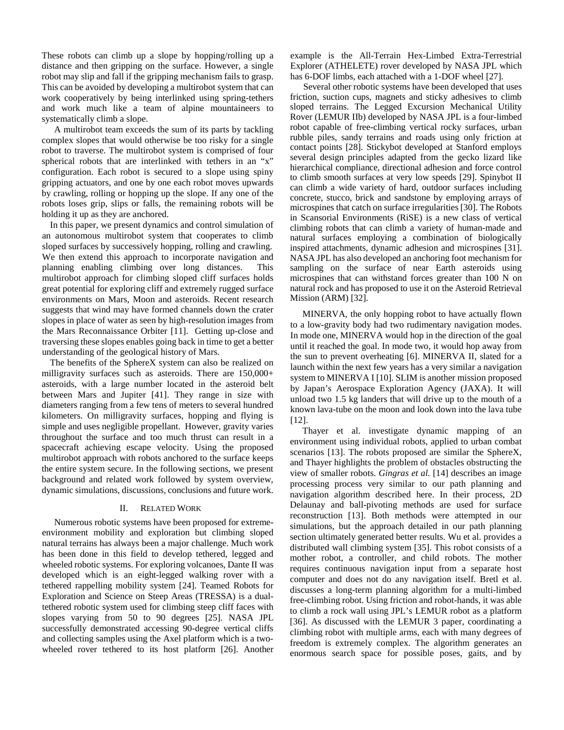These robots can climb up a slope by hopping/rolling up a distance and then gripping on the surface. However, a single robot may slip and fall if the gripping mechanism fails to grasp. This can be avoided by developing a multirobot system that can work cooperatively by being interlinked using spring-tethers and work much like a team of alpine mountaineers to systematically climb a slope.

A multirobot team exceeds the sum of its parts by tackling complex slopes that would otherwise be too risky for a single robot to traverse. The multirobot system is comprised of four spherical robots that are interlinked with tethers in an "x" configuration. Each robot is secured to a slope using spiny gripping actuators, and one by one each robot moves upwards by crawling, rolling or hopping up the slope. If any one of the robots loses grip, slips or falls, the remaining robots will be holding it up as they are anchored.

In this paper, we present dynamics and control simulation of an autonomous multirobot system that cooperates to climb sloped surfaces by successively hopping, rolling and crawling. We then extend this approach to incorporate navigation and planning enabling climbing over long distances. This multirobot approach for climbing sloped cliff surfaces holds great potential for exploring cliff and extremely rugged surface environments on Mars, Moon and asteroids. Recent research suggests that wind may have formed channels down the crater slopes in place of water as seen by high-resolution images from the Mars Reconnaissance Orbiter [11]. Getting up-close and traversing these slopes enables going back in time to get a better understanding of the geological history of Mars.

The benefits of the SphereX system can also be realized on milligravity surfaces such as asteroids. There are 150,000+ asteroids, with a large number located in the asteroid belt between Mars and Jupiter [41]. They range in size with diameters ranging from a few tens of meters to several hundred kilometers. On milligravity surfaces, hopping and flying is simple and uses negligible propellant. However, gravity varies throughout the surface and too much thrust can result in a spacecraft achieving escape velocity. Using the proposed multirobot approach with robots anchored to the surface keeps the entire system secure. In the following sections, we present background and related work followed by system overview, dynamic simulations, discussions, conclusions and future work.

## II. Related Work

Numerous robotic systems have been proposed for extreme-environment mobility and exploration but climbing sloped natural terrains has always been a major challenge. Much work has been done in this field to develop tethered, legged and wheeled robotic systems. For exploring volcanoes, Dante II was developed which is an eight-legged walking rover with a tethered rappelling mobility system [24]. Teamed Robots for Exploration and Science on Steep Areas (TRESSA) is a dual-tethered robotic system used for climbing steep cliff faces with slopes varying from 50 to 90 degrees [25]. NASA JPL successfully demonstrated accessing 90-degree vertical cliffs and collecting samples using the Axel platform which is a two-wheeled rover tethered to its host platform [26]. Another example is the All-Terrain Hex-Limbed Extra-Terrestrial Explorer (ATHELETE) rover developed by NASA JPL which has 6-DOF limbs, each attached with a 1-DOF wheel [27].

Several other robotic systems have been developed that uses friction, suction cups, magnets and sticky adhesives to climb sloped terrains. The Legged Excursion Mechanical Utility Rover (LEMUR IIb) developed by NASA JPL is a four-limbed robot capable of free-climbing vertical rocky surfaces, urban rubble piles, sandy terrains and roads using only friction at contact points [28]. Stickybot developed at Stanford employs several design principles adapted from the gecko lizard like hierarchical compliance, directional adhesion and force control to climb smooth surfaces at very low speeds [29]. Spinybot II can climb a wide variety of hard, outdoor surfaces including concrete, stucco, brick and sandstone by employing arrays of microspines that catch on surface irregularities [30]. The Robots in Scansorial Environments (RiSE) is a new class of vertical climbing robots that can climb a variety of human-made and natural surfaces employing a combination of biologically inspired attachments, dynamic adhesion and microspines [31]. NASA JPL has also developed an anchoring foot mechanism for sampling on the surface of near Earth asteroids using microspines that can withstand forces greater than 100 N on natural rock and has proposed to use it on the Asteroid Retrieval Mission (ARM) [32].

MINERVA, the only hopping robot to have actually flown to a low-gravity body had two rudimentary navigation modes. In mode one, MINERVA would hop in the direction of the goal until it reached the goal. In mode two, it would hop away from the sun to prevent overheating [6]. MINERVA II, slated for a launch within the next few years has a very similar a navigation system to MINERVA I [10]. SLIM is another mission proposed by Japan's Aerospace Exploration Agency (JAXA). It will unload two 1.5 kg landers that will drive up to the mouth of a known lava-tube on the moon and look down into the lava tube [12].

Thayer et al. investigate dynamic mapping of an environment using individual robots, applied to urban combat scenarios [13]. The robots proposed are similar the SphereX, and Thayer highlights the problem of obstacles obstructing the view of smaller robots. *Gingras et al.* [14] describes an image processing process very similar to our path planning and navigation algorithm described here. In their process, 2D Delaunay and ball-pivoting methods are used for surface reconstruction [13]. Both methods were attempted in our simulations, but the approach detailed in our path planning section ultimately generated better results. Wu et al. provides a distributed wall climbing system [35]. This robot consists of a mother robot, a controller, and child robots. The mother requires continuous navigation input from a separate host computer and does not do any navigation itself. Bretl et al. discusses a long-term planning algorithm for a multi-limbed free-climbing robot. Using friction and robot-hands, it was able to climb a rock wall using JPL's LEMUR robot as a platform [36]. As discussed with the LEMUR 3 paper, coordinating a climbing robot with multiple arms, each with many degrees of freedom is extremely complex. The algorithm generates an enormous search space for possible poses, gaits, and by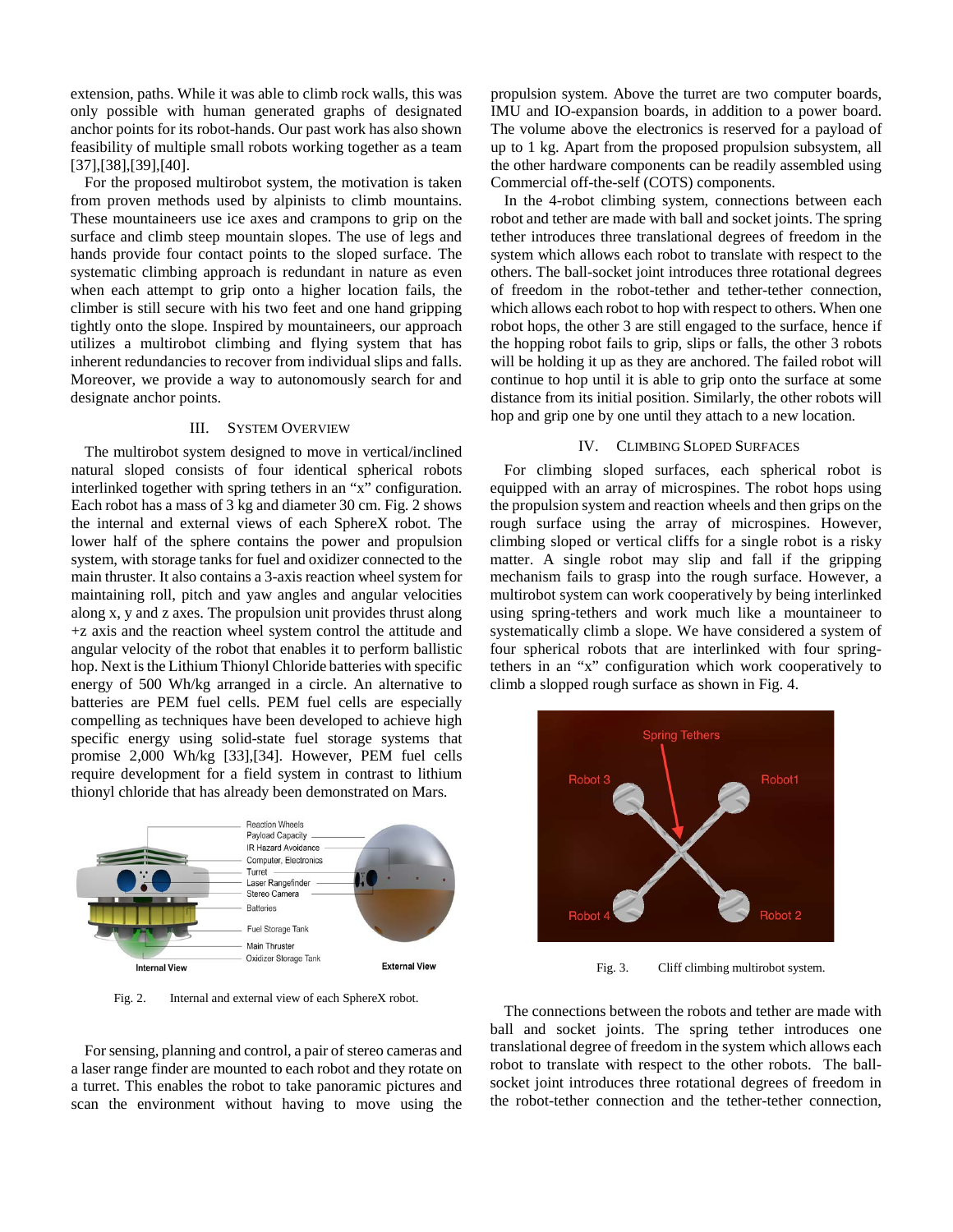extension, paths. While it was able to climb rock walls, this was only possible with human generated graphs of designated anchor points for its robot-hands. Our past work has also shown feasibility of multiple small robots working together as a team [37],[38],[39],[40].

For the proposed multirobot system, the motivation is taken from proven methods used by alpinists to climb mountains. These mountaineers use ice axes and crampons to grip on the surface and climb steep mountain slopes. The use of legs and hands provide four contact points to the sloped surface. The systematic climbing approach is redundant in nature as even when each attempt to grip onto a higher location fails, the climber is still secure with his two feet and one hand gripping tightly onto the slope. Inspired by mountaineers, our approach utilizes a multirobot climbing and flying system that has inherent redundancies to recover from individual slips and falls. Moreover, we provide a way to autonomously search for and designate anchor points.

## III. System Overview

The multirobot system designed to move in vertical/inclined natural sloped consists of four identical spherical robots interlinked together with spring tethers in an "x" configuration. Each robot has a mass of 3 kg and diameter 30 cm. Fig. 2 shows the internal and external views of each SphereX robot. The lower half of the sphere contains the power and propulsion system, with storage tanks for fuel and oxidizer connected to the main thruster. It also contains a 3-axis reaction wheel system for maintaining roll, pitch and yaw angles and angular velocities along x, y and z axes. The propulsion unit provides thrust along +z axis and the reaction wheel system control the attitude and angular velocity of the robot that enables it to perform ballistic hop. Next is the Lithium Thionyl Chloride batteries with specific energy of 500 Wh/kg arranged in a circle. An alternative to batteries are PEM fuel cells. PEM fuel cells are especially compelling as techniques have been developed to achieve high specific energy using solid-state fuel storage systems that promise 2,000 Wh/kg [33],[34]. However, PEM fuel cells require development for a field system in contrast to lithium thionyl chloride that has already been demonstrated on Mars.

Fig. 2. Internal and external view of each SphereX robot.

For sensing, planning and control, a pair of stereo cameras and a laser range finder are mounted to each robot and they rotate on a turret. This enables the robot to take panoramic pictures and scan the environment without having to move using the propulsion system. Above the turret are two computer boards, IMU and IO-expansion boards, in addition to a power board. The volume above the electronics is reserved for a payload of up to 1 kg. Apart from the proposed propulsion subsystem, all the other hardware components can be readily assembled using Commercial off-the-self (COTS) components.

In the 4-robot climbing system, connections between each robot and tether are made with ball and socket joints. The spring tether introduces three translational degrees of freedom in the system which allows each robot to translate with respect to the others. The ball-socket joint introduces three rotational degrees of freedom in the robot-tether and tether-tether connection, which allows each robot to hop with respect to others. When one robot hops, the other 3 are still engaged to the surface, hence if the hopping robot fails to grip, slips or falls, the other 3 robots will be holding it up as they are anchored. The failed robot will continue to hop until it is able to grip onto the surface at some distance from its initial position. Similarly, the other robots will hop and grip one by one until they attach to a new location.

## IV. Climbing Sloped Surfaces

For climbing sloped surfaces, each spherical robot is equipped with an array of microspines. The robot hops using the propulsion system and reaction wheels and then grips on the rough surface using the array of microspines. However, climbing sloped or vertical cliffs for a single robot is a risky matter. A single robot may slip and fall if the gripping mechanism fails to grasp into the rough surface. However, a multirobot system can work cooperatively by being interlinked using spring-tethers and work much like a mountaineer to systematically climb a slope. We have considered a system of four spherical robots that are interlinked with four spring-tethers in an "x" configuration which work cooperatively to climb a slopped rough surface as shown in Fig. 4.

Fig. 3. Cliff climbing multirobot system.

The connections between the robots and tether are made with ball and socket joints. The spring tether introduces one translational degree of freedom in the system which allows each robot to translate with respect to the other robots. The ball-socket joint introduces three rotational degrees of freedom in the robot-tether connection and the tether-tether connection,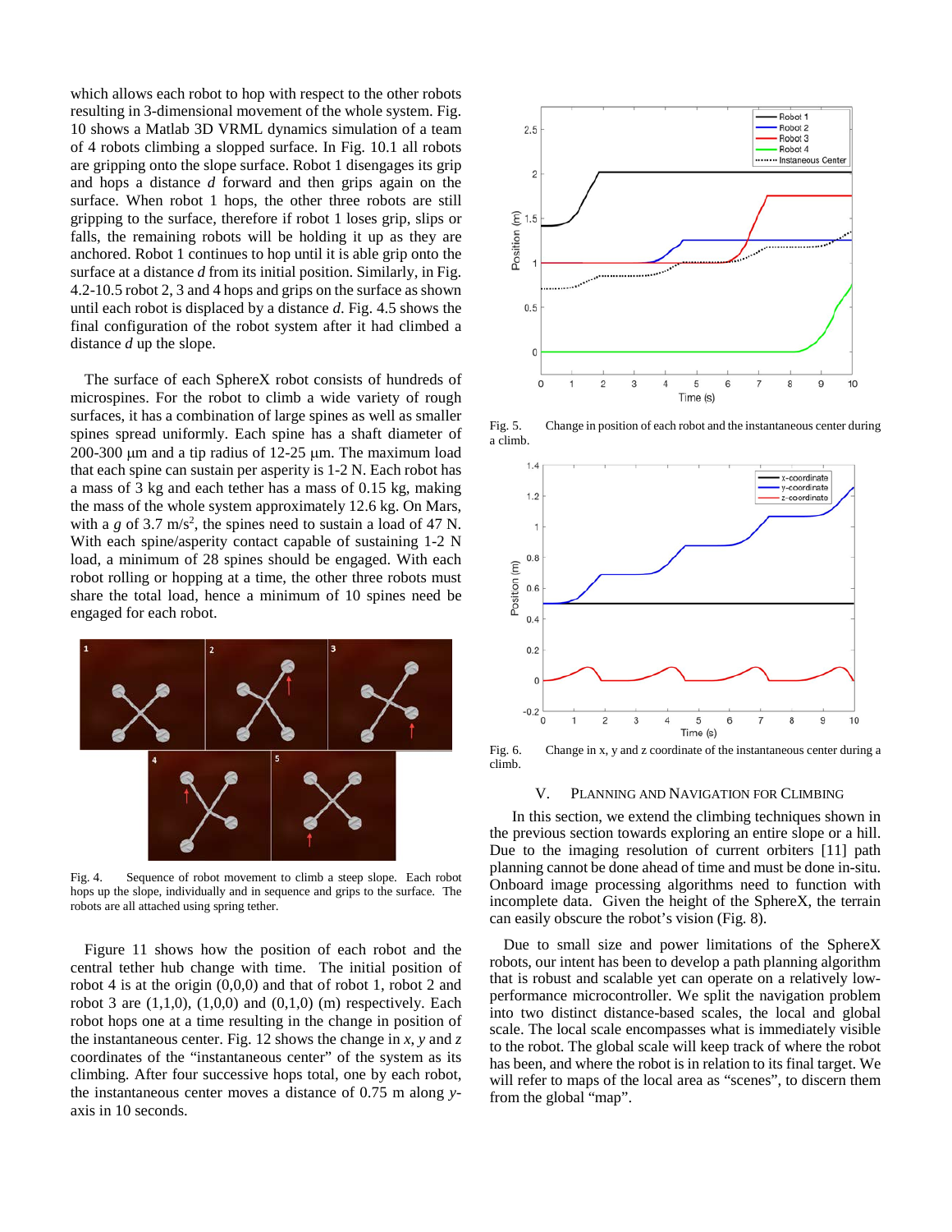which allows each robot to hop with respect to the other robots resulting in 3-dimensional movement of the whole system. Fig. 10 shows a Matlab 3D VRML dynamics simulation of a team of 4 robots climbing a slopped surface. In Fig. 10.1 all robots are gripping onto the slope surface. Robot 1 disengages its grip and hops a distance *d* forward and then grips again on the surface. When robot 1 hops, the other three robots are still gripping to the surface, therefore if robot 1 loses grip, slips or falls, the remaining robots will be holding it up as they are anchored. Robot 1 continues to hop until it is able grip onto the surface at a distance *d* from its initial position. Similarly, in Fig. 4.2-10.5 robot 2, 3 and 4 hops and grips on the surface as shown until each robot is displaced by a distance *d*. Fig. 4.5 shows the final configuration of the robot system after it had climbed a distance *d* up the slope.

The surface of each SphereX robot consists of hundreds of microspines. For the robot to climb a wide variety of rough surfaces, it has a combination of large spines as well as smaller spines spread uniformly. Each spine has a shaft diameter of 200-300 μm and a tip radius of 12-25 μm. The maximum load that each spine can sustain per asperity is 1-2 N. Each robot has a mass of 3 kg and each tether has a mass of 0.15 kg, making the mass of the whole system approximately 12.6 kg. On Mars, with a *g* of 3.7 m/s$^2$, the spines need to sustain a load of 47 N. With each spine/asperity contact capable of sustaining 1-2 N load, a minimum of 28 spines should be engaged. With each robot rolling or hopping at a time, the other three robots must share the total load, hence a minimum of 10 spines need be engaged for each robot.

Fig. 4. Sequence of robot movement to climb a steep slope. Each robot hops up the slope, individually and in sequence and grips to the surface. The robots are all attached using spring tether.

Figure 11 shows how the position of each robot and the central tether hub change with time. The initial position of robot 4 is at the origin (0,0,0) and that of robot 1, robot 2 and robot 3 are (1,1,0), (1,0,0) and (0,1,0) (m) respectively. Each robot hops one at a time resulting in the change in position of the instantaneous center. Fig. 12 shows the change in *x*, *y* and *z* coordinates of the "instantaneous center" of the system as its climbing. After four successive hops total, one by each robot, the instantaneous center moves a distance of 0.75 m along *y*-axis in 10 seconds.

Fig. 5. Change in position of each robot and the instantaneous center during a climb.

Fig. 6. Change in x, y and z coordinate of the instantaneous center during a climb.

## V. Planning and Navigation for Climbing

In this section, we extend the climbing techniques shown in the previous section towards exploring an entire slope or a hill. Due to the imaging resolution of current orbiters [11] path planning cannot be done ahead of time and must be done in-situ. Onboard image processing algorithms need to function with incomplete data. Given the height of the SphereX, the terrain can easily obscure the robot's vision (Fig. 8).

Due to small size and power limitations of the SphereX robots, our intent has been to develop a path planning algorithm that is robust and scalable yet can operate on a relatively low-performance microcontroller. We split the navigation problem into two distinct distance-based scales, the local and global scale. The local scale encompasses what is immediately visible to the robot. The global scale will keep track of where the robot has been, and where the robot is in relation to its final target. We will refer to maps of the local area as "scenes", to discern them from the global "map".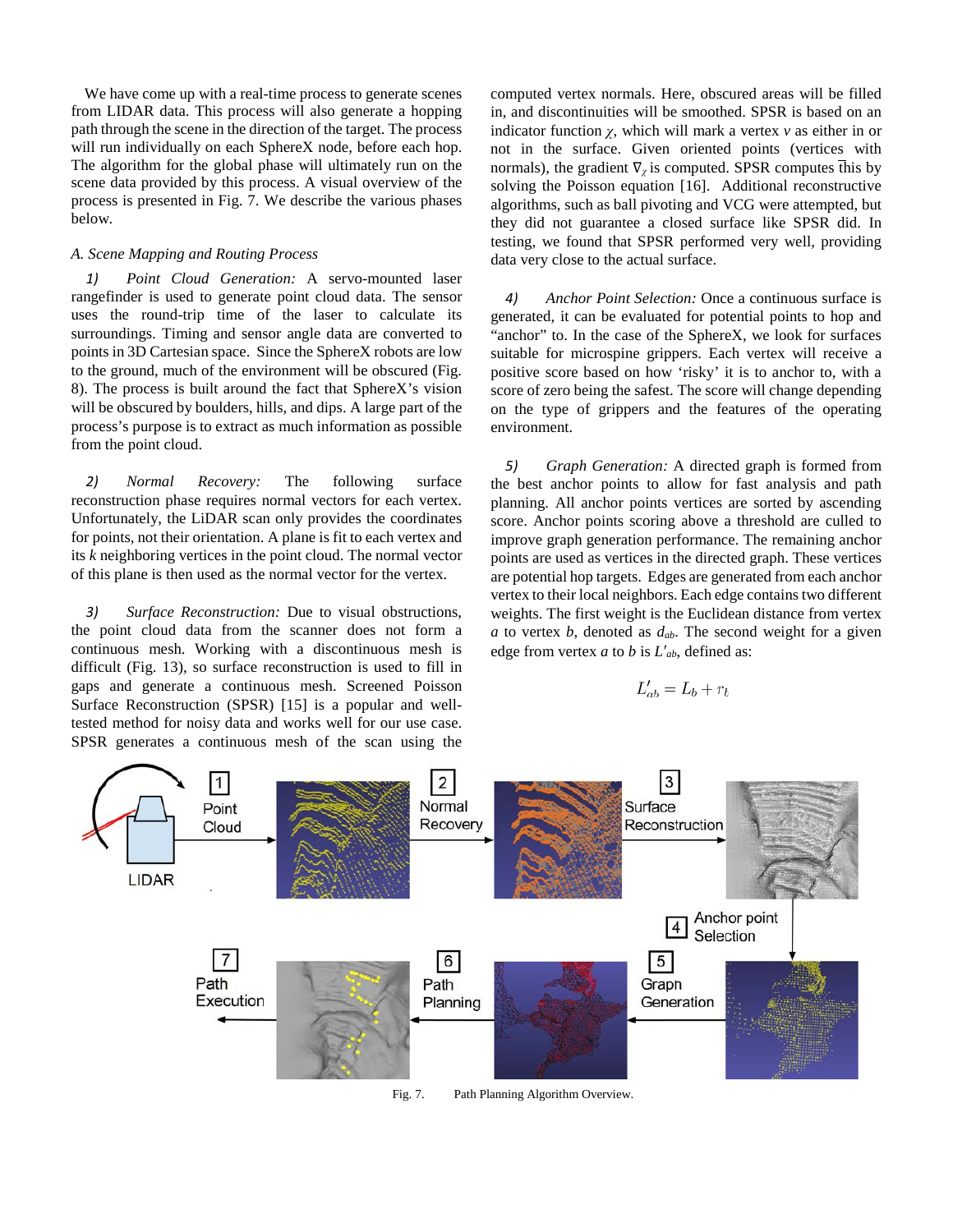We have come up with a real-time process to generate scenes from LIDAR data. This process will also generate a hopping path through the scene in the direction of the target. The process will run individually on each SphereX node, before each hop. The algorithm for the global phase will ultimately run on the scene data provided by this process. A visual overview of the process is presented in Fig. 7. We describe the various phases below.

*A. Scene Mapping and Routing Process*

*1) Point Cloud Generation:* A servo-mounted laser rangefinder is used to generate point cloud data. The sensor uses the round-trip time of the laser to calculate its surroundings. Timing and sensor angle data are converted to points in 3D Cartesian space. Since the SphereX robots are low to the ground, much of the environment will be obscured (Fig. 8). The process is built around the fact that SphereX's vision will be obscured by boulders, hills, and dips. A large part of the process's purpose is to extract as much information as possible from the point cloud.

*2) Normal Recovery:* The following surface reconstruction phase requires normal vectors for each vertex. Unfortunately, the LiDAR scan only provides the coordinates for points, not their orientation. A plane is fit to each vertex and its $k$ neighboring vertices in the point cloud. The normal vector of this plane is then used as the normal vector for the vertex.

*3) Surface Reconstruction:* Due to visual obstructions, the point cloud data from the scanner does not form a continuous mesh. Working with a discontinuous mesh is difficult (Fig. 13), so surface reconstruction is used to fill in gaps and generate a continuous mesh. Screened Poisson Surface Reconstruction (SPSR) [15] is a popular and well-tested method for noisy data and works well for our use case. SPSR generates a continuous mesh of the scan using the computed vertex normals. Here, obscured areas will be filled in, and discontinuities will be smoothed. SPSR is based on an indicator function $\chi$, which will mark a vertex $v$ as either in or not in the surface. Given oriented points (vertices with normals), the gradient $\nabla_\chi$ is computed. SPSR computes this by solving the Poisson equation [16]. Additional reconstructive algorithms, such as ball pivoting and VCG were attempted, but they did not guarantee a closed surface like SPSR did. In testing, we found that SPSR performed very well, providing data very close to the actual surface.

*4) Anchor Point Selection:* Once a continuous surface is generated, it can be evaluated for potential points to hop and "anchor" to. In the case of the SphereX, we look for surfaces suitable for microspine grippers. Each vertex will receive a positive score based on how 'risky' it is to anchor to, with a score of zero being the safest. The score will change depending on the type of grippers and the features of the operating environment.

*5) Graph Generation:* A directed graph is formed from the best anchor points to allow for fast analysis and path planning. All anchor points vertices are sorted by ascending score. Anchor points scoring above a threshold are culled to improve graph generation performance. The remaining anchor points are used as vertices in the directed graph. These vertices are potential hop targets. Edges are generated from each anchor vertex to their local neighbors. Each edge contains two different weights. The first weight is the Euclidean distance from vertex $a$ to vertex $b$, denoted as $d_{ab}$. The second weight for a given edge from vertex $a$ to $b$ is $L'_{ab}$, defined as:

$$L'_{ab} = L_b + r_b$$

Fig. 7. Path Planning Algorithm Overview.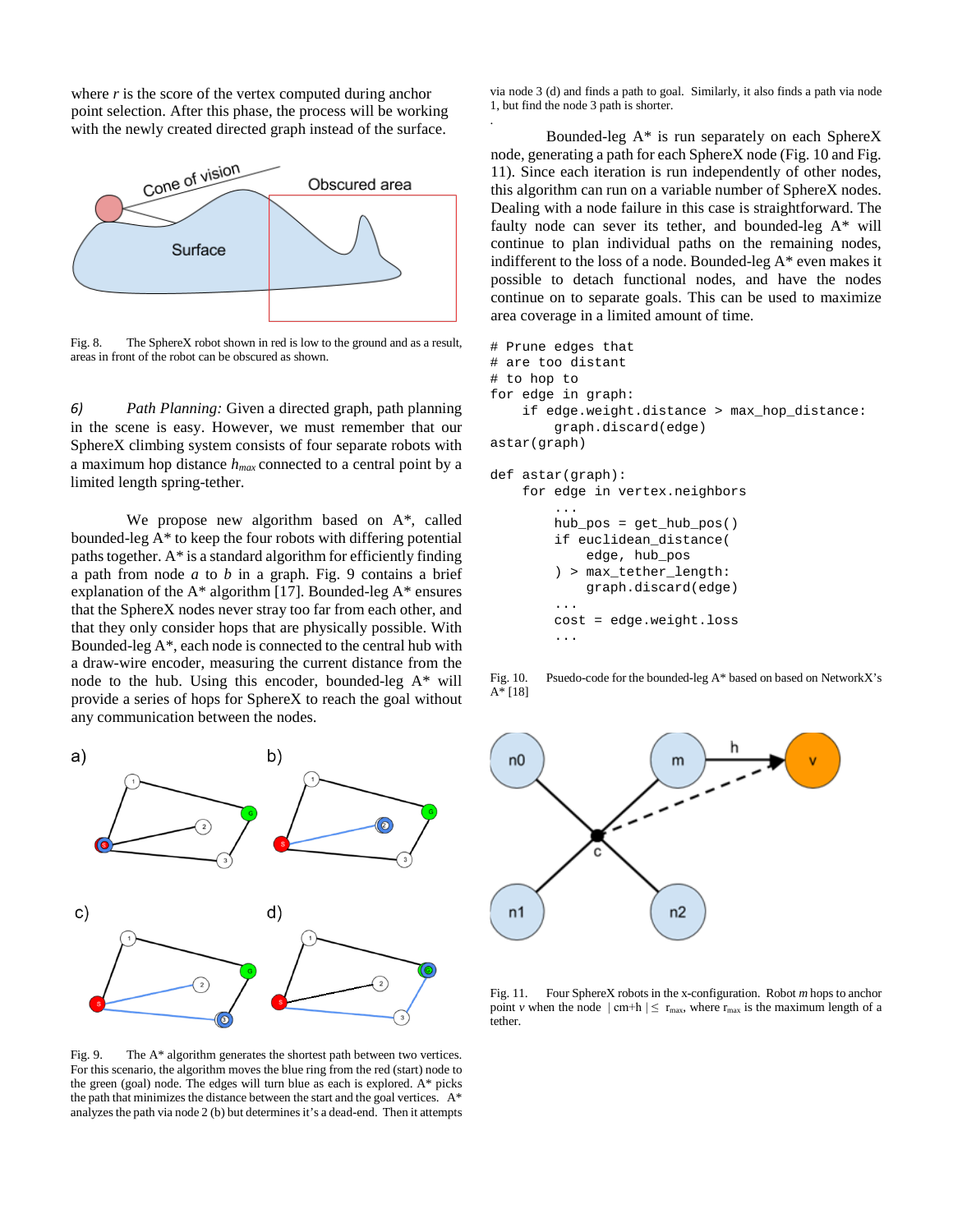where $r$ is the score of the vertex computed during anchor point selection. After this phase, the process will be working with the newly created directed graph instead of the surface.

Fig. 8. The SphereX robot shown in red is low to the ground and as a result, areas in front of the robot can be obscured as shown.

*6) Path Planning:* Given a directed graph, path planning in the scene is easy. However, we must remember that our SphereX climbing system consists of four separate robots with a maximum hop distance $h_{max}$ connected to a central point by a limited length spring-tether.

We propose new algorithm based on A*, called bounded-leg A* to keep the four robots with differing potential paths together. A* is a standard algorithm for efficiently finding a path from node $a$ to $b$ in a graph. Fig. 9 contains a brief explanation of the A* algorithm [17]. Bounded-leg A* ensures that the SphereX nodes never stray too far from each other, and that they only consider hops that are physically possible. With Bounded-leg A*, each node is connected to the central hub with a draw-wire encoder, measuring the current distance from the node to the hub. Using this encoder, bounded-leg A* will provide a series of hops for SphereX to reach the goal without any communication between the nodes.

Fig. 9. The A* algorithm generates the shortest path between two vertices. For this scenario, the algorithm moves the blue ring from the red (start) node to the green (goal) node. The edges will turn blue as each is explored. A* picks the path that minimizes the distance between the start and the goal vertices. A* analyzes the path via node 2 (b) but determines it's a dead-end. Then it attempts via node 3 (d) and finds a path to goal. Similarly, it also finds a path via node 1, but find the node 3 path is shorter.

Bounded-leg A* is run separately on each SphereX node, generating a path for each SphereX node (Fig. 10 and Fig. 11). Since each iteration is run independently of other nodes, this algorithm can run on a variable number of SphereX nodes. Dealing with a node failure in this case is straightforward. The faulty node can sever its tether, and bounded-leg A* will continue to plan individual paths on the remaining nodes, indifferent to the loss of a node. Bounded-leg A* even makes it possible to detach functional nodes, and have the nodes continue on to separate goals. This can be used to maximize area coverage in a limited amount of time.

```
# Prune edges that
# are too distant
# to hop to
for edge in graph:
    if edge.weight.distance > max_hop_distance:
        graph.discard(edge)
astar(graph)

def astar(graph):
    for edge in vertex.neighbors
        ...
        hub_pos = get_hub_pos()
        if euclidean_distance(
            edge, hub_pos
        ) > max_tether_length:
            graph.discard(edge)
        ...
        cost = edge.weight.loss
        ...
```

Fig. 10. Psuedo-code for the bounded-leg A* based on based on NetworkX's A* [18]

Fig. 11. Four SphereX robots in the x-configuration. Robot $m$ hops to anchor point $v$ when the node $|cm{+}h| \leq r_{max}$, where $r_{max}$ is the maximum length of a tether.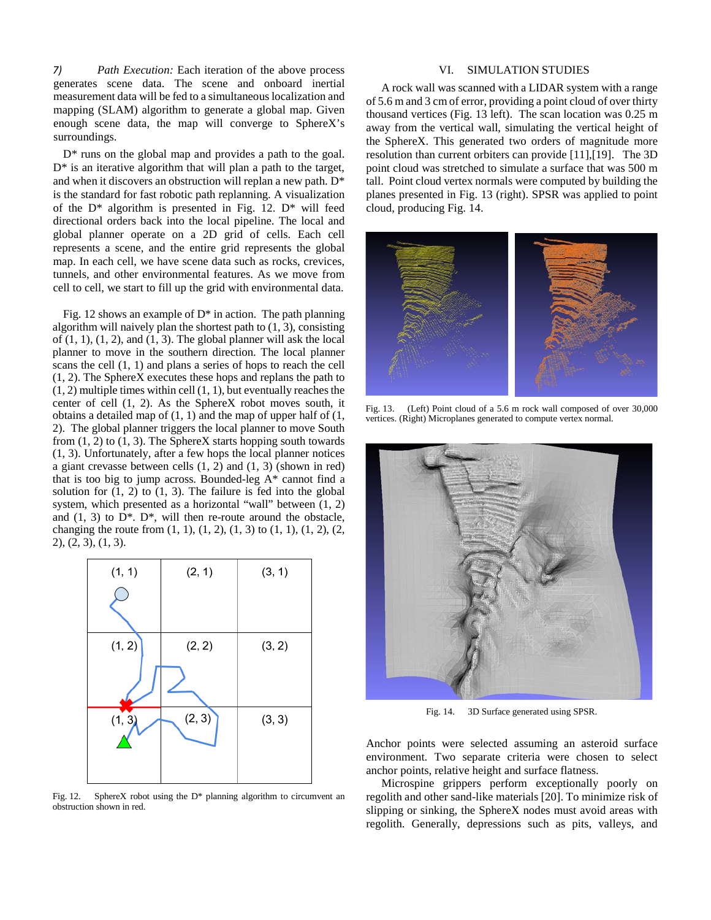*7) Path Execution:* Each iteration of the above process generates scene data. The scene and onboard inertial measurement data will be fed to a simultaneous localization and mapping (SLAM) algorithm to generate a global map. Given enough scene data, the map will converge to SphereX's surroundings.

D* runs on the global map and provides a path to the goal. D* is an iterative algorithm that will plan a path to the target, and when it discovers an obstruction will replan a new path. D* is the standard for fast robotic path replanning. A visualization of the D* algorithm is presented in Fig. 12. D* will feed directional orders back into the local pipeline. The local and global planner operate on a 2D grid of cells. Each cell represents a scene, and the entire grid represents the global map. In each cell, we have scene data such as rocks, crevices, tunnels, and other environmental features. As we move from cell to cell, we start to fill up the grid with environmental data.

Fig. 12 shows an example of D* in action. The path planning algorithm will naively plan the shortest path to (1, 3), consisting of (1, 1), (1, 2), and (1, 3). The global planner will ask the local planner to move in the southern direction. The local planner scans the cell (1, 1) and plans a series of hops to reach the cell (1, 2). The SphereX executes these hops and replans the path to (1, 2) multiple times within cell (1, 1), but eventually reaches the center of cell (1, 2). As the SphereX robot moves south, it obtains a detailed map of (1, 1) and the map of upper half of (1, 2). The global planner triggers the local planner to move South from (1, 2) to (1, 3). The SphereX starts hopping south towards (1, 3). Unfortunately, after a few hops the local planner notices a giant crevasse between cells (1, 2) and (1, 3) (shown in red) that is too big to jump across. Bounded-leg A* cannot find a solution for (1, 2) to (1, 3). The failure is fed into the global system, which presented as a horizontal "wall" between (1, 2) and (1, 3) to D*. D*, will then re-route around the obstacle, changing the route from (1, 1), (1, 2), (1, 3) to (1, 1), (1, 2), (2, 2), (2, 3), (1, 3).

Fig. 12. SphereX robot using the D* planning algorithm to circumvent an obstruction shown in red.

## VI. SIMULATION STUDIES

A rock wall was scanned with a LIDAR system with a range of 5.6 m and 3 cm of error, providing a point cloud of over thirty thousand vertices (Fig. 13 left). The scan location was 0.25 m away from the vertical wall, simulating the vertical height of the SphereX. This generated two orders of magnitude more resolution than current orbiters can provide [11],[19]. The 3D point cloud was stretched to simulate a surface that was 500 m tall. Point cloud vertex normals were computed by building the planes presented in Fig. 13 (right). SPSR was applied to point cloud, producing Fig. 14.

Fig. 13. (Left) Point cloud of a 5.6 m rock wall composed of over 30,000 vertices. (Right) Microplanes generated to compute vertex normal.

Fig. 14. 3D Surface generated using SPSR.

Anchor points were selected assuming an asteroid surface environment. Two separate criteria were chosen to select anchor points, relative height and surface flatness.

Microspine grippers perform exceptionally poorly on regolith and other sand-like materials [20]. To minimize risk of slipping or sinking, the SphereX nodes must avoid areas with regolith. Generally, depressions such as pits, valleys, and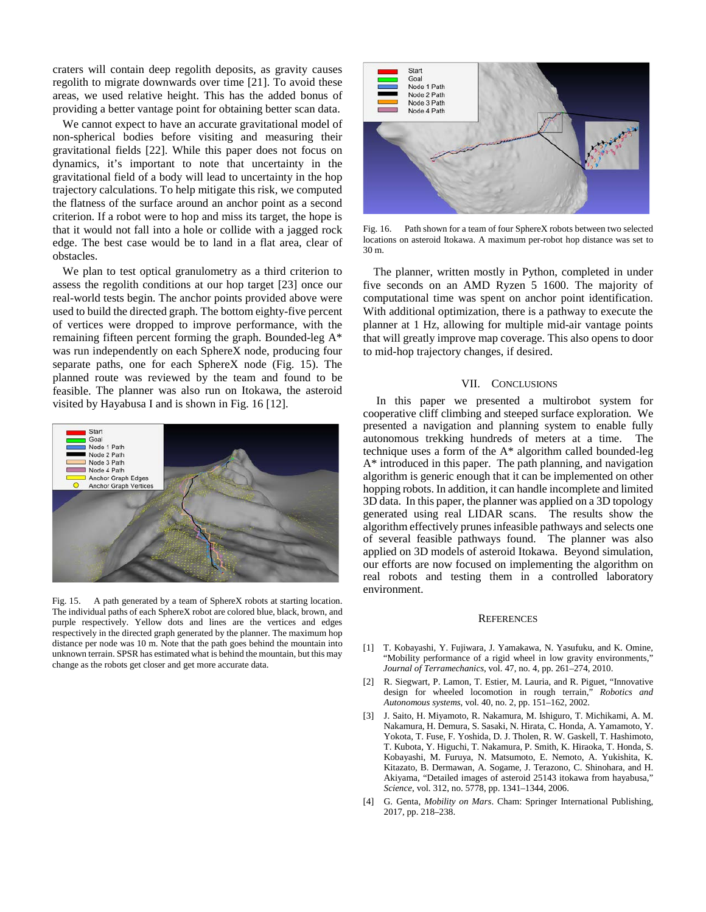craters will contain deep regolith deposits, as gravity causes regolith to migrate downwards over time [21]. To avoid these areas, we used relative height. This has the added bonus of providing a better vantage point for obtaining better scan data.

We cannot expect to have an accurate gravitational model of non-spherical bodies before visiting and measuring their gravitational fields [22]. While this paper does not focus on dynamics, it's important to note that uncertainty in the gravitational field of a body will lead to uncertainty in the hop trajectory calculations. To help mitigate this risk, we computed the flatness of the surface around an anchor point as a second criterion. If a robot were to hop and miss its target, the hope is that it would not fall into a hole or collide with a jagged rock edge. The best case would be to land in a flat area, clear of obstacles.

We plan to test optical granulometry as a third criterion to assess the regolith conditions at our hop target [23] once our real-world tests begin. The anchor points provided above were used to build the directed graph. The bottom eighty-five percent of vertices were dropped to improve performance, with the remaining fifteen percent forming the graph. Bounded-leg A* was run independently on each SphereX node, producing four separate paths, one for each SphereX node (Fig. 15). The planned route was reviewed by the team and found to be feasible. The planner was also run on Itokawa, the asteroid visited by Hayabusa I and is shown in Fig. 16 [12].

Fig. 15. A path generated by a team of SphereX robots at starting location. The individual paths of each SphereX robot are colored blue, black, brown, and purple respectively. Yellow dots and lines are the vertices and edges respectively in the directed graph generated by the planner. The maximum hop distance per node was 10 m. Note that the path goes behind the mountain into unknown terrain. SPSR has estimated what is behind the mountain, but this may change as the robots get closer and get more accurate data.

Fig. 16. Path shown for a team of four SphereX robots between two selected locations on asteroid Itokawa. A maximum per-robot hop distance was set to 30 m.

The planner, written mostly in Python, completed in under five seconds on an AMD Ryzen 5 1600. The majority of computational time was spent on anchor point identification. With additional optimization, there is a pathway to execute the planner at 1 Hz, allowing for multiple mid-air vantage points that will greatly improve map coverage. This also opens to door to mid-hop trajectory changes, if desired.

## VII. Conclusions

In this paper we presented a multirobot system for cooperative cliff climbing and steeped surface exploration. We presented a navigation and planning system to enable fully autonomous trekking hundreds of meters at a time. The technique uses a form of the A* algorithm called bounded-leg A* introduced in this paper. The path planning, and navigation algorithm is generic enough that it can be implemented on other hopping robots. In addition, it can handle incomplete and limited 3D data. In this paper, the planner was applied on a 3D topology generated using real LIDAR scans. The results show the algorithm effectively prunes infeasible pathways and selects one of several feasible pathways found. The planner was also applied on 3D models of asteroid Itokawa. Beyond simulation, our efforts are now focused on implementing the algorithm on real robots and testing them in a controlled laboratory environment.

## References

[1] T. Kobayashi, Y. Fujiwara, J. Yamakawa, N. Yasufuku, and K. Omine, "Mobility performance of a rigid wheel in low gravity environments," *Journal of Terramechanics*, vol. 47, no. 4, pp. 261–274, 2010.

[2] R. Siegwart, P. Lamon, T. Estier, M. Lauria, and R. Piguet, "Innovative design for wheeled locomotion in rough terrain," *Robotics and Autonomous systems*, vol. 40, no. 2, pp. 151–162, 2002.

[3] J. Saito, H. Miyamoto, R. Nakamura, M. Ishiguro, T. Michikami, A. M. Nakamura, H. Demura, S. Sasaki, N. Hirata, C. Honda, A. Yamamoto, Y. Yokota, T. Fuse, F. Yoshida, D. J. Tholen, R. W. Gaskell, T. Hashimoto, T. Kubota, Y. Higuchi, T. Nakamura, P. Smith, K. Hiraoka, T. Honda, S. Kobayashi, M. Furuya, N. Matsumoto, E. Nemoto, A. Yukishita, K. Kitazato, B. Dermawan, A. Sogame, J. Terazono, C. Shinohara, and H. Akiyama, "Detailed images of asteroid 25143 itokawa from hayabusa," *Science*, vol. 312, no. 5778, pp. 1341–1344, 2006.

[4] G. Genta, *Mobility on Mars*. Cham: Springer International Publishing, 2017, pp. 218–238.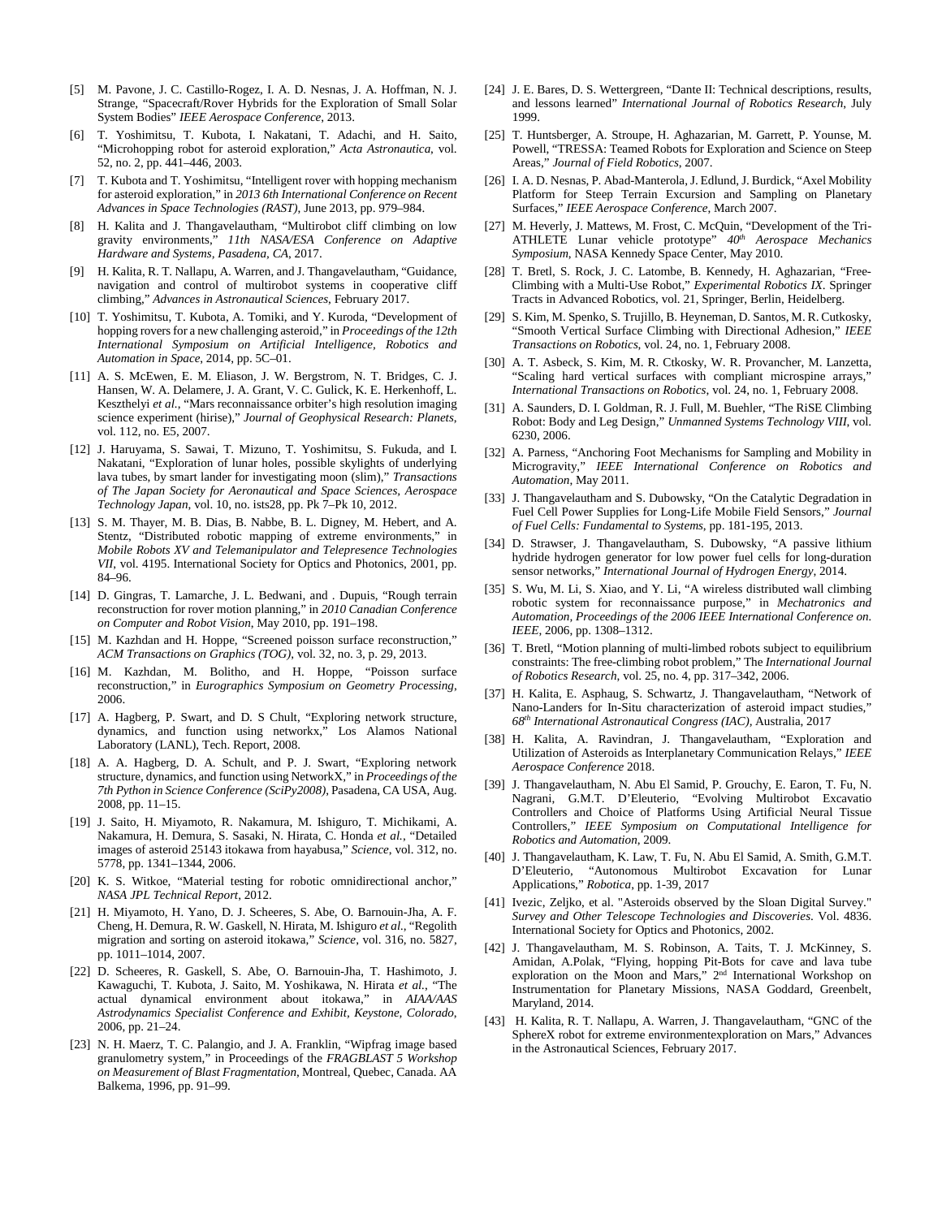[5] M. Pavone, J. C. Castillo-Rogez, I. A. D. Nesnas, J. A. Hoffman, N. J. Strange, "Spacecraft/Rover Hybrids for the Exploration of Small Solar System Bodies" *IEEE Aerospace Conference*, 2013.

[6] T. Yoshimitsu, T. Kubota, I. Nakatani, T. Adachi, and H. Saito, "Microhopping robot for asteroid exploration," *Acta Astronautica*, vol. 52, no. 2, pp. 441–446, 2003.

[7] T. Kubota and T. Yoshimitsu, "Intelligent rover with hopping mechanism for asteroid exploration," in *2013 6th International Conference on Recent Advances in Space Technologies (RAST)*, June 2013, pp. 979–984.

[8] H. Kalita and J. Thangavelautham, "Multirobot cliff climbing on low gravity environments," *11th NASA/ESA Conference on Adaptive Hardware and Systems, Pasadena, CA*, 2017.

[9] H. Kalita, R. T. Nallapu, A. Warren, and J. Thangavelautham, "Guidance, navigation and control of multirobot systems in cooperative cliff climbing," *Advances in Astronautical Sciences*, February 2017.

[10] T. Yoshimitsu, T. Kubota, A. Tomiki, and Y. Kuroda, "Development of hopping rovers for a new challenging asteroid," in *Proceedings of the 12th International Symposium on Artificial Intelligence, Robotics and Automation in Space*, 2014, pp. 5C–01.

[11] A. S. McEwen, E. M. Eliason, J. W. Bergstrom, N. T. Bridges, C. J. Hansen, W. A. Delamere, J. A. Grant, V. C. Gulick, K. E. Herkenhoff, L. Keszthelyi *et al.*, "Mars reconnaissance orbiter's high resolution imaging science experiment (hirise)," *Journal of Geophysical Research: Planets*, vol. 112, no. E5, 2007.

[12] J. Haruyama, S. Sawai, T. Mizuno, T. Yoshimitsu, S. Fukuda, and I. Nakatani, "Exploration of lunar holes, possible skylights of underlying lava tubes, by smart lander for investigating moon (slim)," *Transactions of The Japan Society for Aeronautical and Space Sciences, Aerospace Technology Japan*, vol. 10, no. ists28, pp. Pk 7–Pk 10, 2012.

[13] S. M. Thayer, M. B. Dias, B. Nabbe, B. L. Digney, M. Hebert, and A. Stentz, "Distributed robotic mapping of extreme environments," in *Mobile Robots XV and Telemanipulator and Telepresence Technologies VII*, vol. 4195. International Society for Optics and Photonics, 2001, pp. 84–96.

[14] D. Gingras, T. Lamarche, J. L. Bedwani, and . Dupuis, "Rough terrain reconstruction for rover motion planning," in *2010 Canadian Conference on Computer and Robot Vision*, May 2010, pp. 191–198.

[15] M. Kazhdan and H. Hoppe, "Screened poisson surface reconstruction," *ACM Transactions on Graphics (TOG)*, vol. 32, no. 3, p. 29, 2013.

[16] M. Kazhdan, M. Bolitho, and H. Hoppe, "Poisson surface reconstruction," in *Eurographics Symposium on Geometry Processing*, 2006.

[17] A. Hagberg, P. Swart, and D. S Chult, "Exploring network structure, dynamics, and function using networkx," Los Alamos National Laboratory (LANL), Tech. Report, 2008.

[18] A. A. Hagberg, D. A. Schult, and P. J. Swart, "Exploring network structure, dynamics, and function using NetworkX," in *Proceedings of the 7th Python in Science Conference (SciPy2008)*, Pasadena, CA USA, Aug. 2008, pp. 11–15.

[19] J. Saito, H. Miyamoto, R. Nakamura, M. Ishiguro, T. Michikami, A. Nakamura, H. Demura, S. Sasaki, N. Hirata, C. Honda *et al.*, "Detailed images of asteroid 25143 itokawa from hayabusa," *Science*, vol. 312, no. 5778, pp. 1341–1344, 2006.

[20] K. S. Witkoe, "Material testing for robotic omnidirectional anchor," *NASA JPL Technical Report*, 2012.

[21] H. Miyamoto, H. Yano, D. J. Scheeres, S. Abe, O. Barnouin-Jha, A. F. Cheng, H. Demura, R. W. Gaskell, N. Hirata, M. Ishiguro *et al.*, "Regolith migration and sorting on asteroid itokawa," *Science*, vol. 316, no. 5827, pp. 1011–1014, 2007.

[22] D. Scheeres, R. Gaskell, S. Abe, O. Barnouin-Jha, T. Hashimoto, J. Kawaguchi, T. Kubota, J. Saito, M. Yoshikawa, N. Hirata *et al.*, "The actual dynamical environment about itokawa," in *AIAA/AAS Astrodynamics Specialist Conference and Exhibit, Keystone, Colorado*, 2006, pp. 21–24.

[23] N. H. Maerz, T. C. Palangio, and J. A. Franklin, "Wipfrag image based granulometry system," in Proceedings of the *FRAGBLAST 5 Workshop on Measurement of Blast Fragmentation*, Montreal, Quebec, Canada. AA Balkema, 1996, pp. 91–99.

[24] J. E. Bares, D. S. Wettergreen, "Dante II: Technical descriptions, results, and lessons learned" *International Journal of Robotics Research*, July 1999.

[25] T. Huntsberger, A. Stroupe, H. Aghazarian, M. Garrett, P. Younse, M. Powell, "TRESSA: Teamed Robots for Exploration and Science on Steep Areas," *Journal of Field Robotics*, 2007.

[26] I. A. D. Nesnas, P. Abad-Manterola, J. Edlund, J. Burdick, "Axel Mobility Platform for Steep Terrain Excursion and Sampling on Planetary Surfaces," *IEEE Aerospace Conference*, March 2007.

[27] M. Heverly, J. Mattews, M. Frost, C. McQuin, "Development of the Tri-ATHLETE Lunar vehicle prototype" *40th Aerospace Mechanics Symposium*, NASA Kennedy Space Center, May 2010.

[28] T. Bretl, S. Rock, J. C. Latombe, B. Kennedy, H. Aghazarian, "Free-Climbing with a Multi-Use Robot," *Experimental Robotics IX*. Springer Tracts in Advanced Robotics, vol. 21, Springer, Berlin, Heidelberg.

[29] S. Kim, M. Spenko, S. Trujillo, B. Heyneman, D. Santos, M. R. Cutkosky, "Smooth Vertical Surface Climbing with Directional Adhesion," *IEEE Transactions on Robotics*, vol. 24, no. 1, February 2008.

[30] A. T. Asbeck, S. Kim, M. R. Ctkosky, W. R. Provancher, M. Lanzetta, "Scaling hard vertical surfaces with compliant microspine arrays," *International Transactions on Robotics*, vol. 24, no. 1, February 2008.

[31] A. Saunders, D. I. Goldman, R. J. Full, M. Buehler, "The RiSE Climbing Robot: Body and Leg Design," *Unmanned Systems Technology VIII*, vol. 6230, 2006.

[32] A. Parness, "Anchoring Foot Mechanisms for Sampling and Mobility in Microgravity," *IEEE International Conference on Robotics and Automation*, May 2011.

[33] J. Thangavelautham and S. Dubowsky, "On the Catalytic Degradation in Fuel Cell Power Supplies for Long-Life Mobile Field Sensors," *Journal of Fuel Cells: Fundamental to Systems*, pp. 181-195, 2013.

[34] D. Strawser, J. Thangavelautham, S. Dubowsky, "A passive lithium hydride hydrogen generator for low power fuel cells for long-duration sensor networks," *International Journal of Hydrogen Energy*, 2014.

[35] S. Wu, M. Li, S. Xiao, and Y. Li, "A wireless distributed wall climbing robotic system for reconnaissance purpose," in *Mechatronics and Automation, Proceedings of the 2006 IEEE International Conference on. IEEE*, 2006, pp. 1308–1312.

[36] T. Bretl, "Motion planning of multi-limbed robots subject to equilibrium constraints: The free-climbing robot problem," The *International Journal of Robotics Research*, vol. 25, no. 4, pp. 317–342, 2006.

[37] H. Kalita, E. Asphaug, S. Schwartz, J. Thangavelautham, "Network of Nano-Landers for In-Situ characterization of asteroid impact studies," *68th International Astronautical Congress (IAC)*, Australia, 2017

[38] H. Kalita, A. Ravindran, J. Thangavelautham, "Exploration and Utilization of Asteroids as Interplanetary Communication Relays," *IEEE Aerospace Conference* 2018.

[39] J. Thangavelautham, N. Abu El Samid, P. Grouchy, E. Earon, T. Fu, N. Nagrani, G.M.T. D'Eleuterio, "Evolving Multirobot Excavatio Controllers and Choice of Platforms Using Artificial Neural Tissue Controllers," *IEEE Symposium on Computational Intelligence for Robotics and Automation*, 2009.

[40] J. Thangavelautham, K. Law, T. Fu, N. Abu El Samid, A. Smith, G.M.T. D'Eleuterio, "Autonomous Multirobot Excavation for Lunar Applications," *Robotica*, pp. 1-39, 2017

[41] Ivezic, Zeljko, et al. "Asteroids observed by the Sloan Digital Survey." *Survey and Other Telescope Technologies and Discoveries*. Vol. 4836. International Society for Optics and Photonics, 2002.

[42] J. Thangavelautham, M. S. Robinson, A. Taits, T. J. McKinney, S. Amidan, A.Polak, "Flying, hopping Pit-Bots for cave and lava tube exploration on the Moon and Mars," 2nd International Workshop on Instrumentation for Planetary Missions, NASA Goddard, Greenbelt, Maryland, 2014.

[43] H. Kalita, R. T. Nallapu, A. Warren, J. Thangavelautham, "GNC of the SphereX robot for extreme environmentexploration on Mars," Advances in the Astronautical Sciences, February 2017.